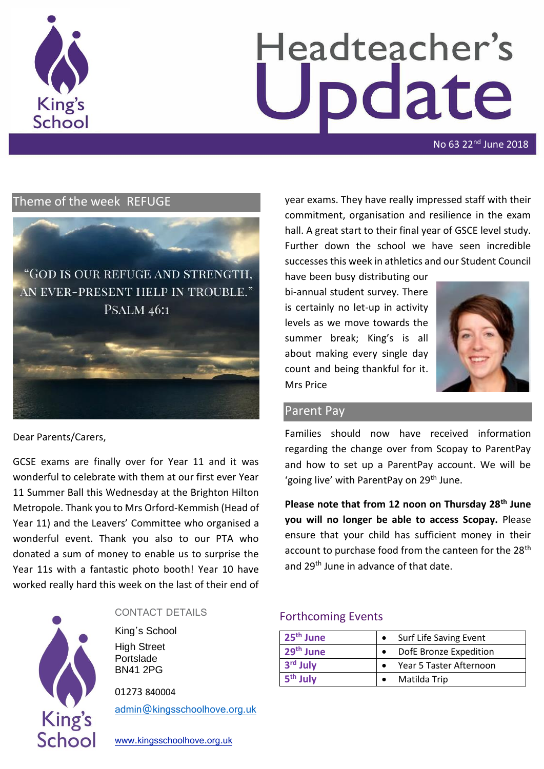# Headteacher's Update

No 63 22nd June 2018

## Theme of the week REFUGE

"GOD IS OUR REFUGE AND STRENGTH, AN EVER-PRESENT HELP IN TROUBLE." PSALM 46:1

Dear Parents/Carers,

GCSE exams are finally over for Year 11 and it was wonderful to celebrate with them at our first ever Year 11 Summer Ball this Wednesday at the Brighton Hilton Metropole. Thank you to Mrs Orford-Kemmish (Head of Year 11) and the Leavers' Committee who organised a wonderful event. Thank you also to our PTA who donated a sum of money to enable us to surprise the Year 11s with a fantastic photo booth! Year 10 have worked really hard this week on the last of their end of year exams. They have really impressed staff with their commitment, organisation and resilience in the exam hall. A great start to their final year of GSCE level study. Further down the school we have seen incredible successes this week in athletics and our Student Council have been busy distributing our bi-annual student survey. There is certainly no let-up in activity levels as we move towards the summer break; King's is all about making every single day count and being thankful for it.
Mrs Price

## Parent Pay

Families should now have received information regarding the change over from Scopay to ParentPay and how to set up a ParentPay account. We will be 'going live' with ParentPay on 29th June.

**Please note that from 12 noon on Thursday 28th June you will no longer be able to access Scopay.** Please ensure that your child has sufficient money in their account to purchase food from the canteen for the 28th and 29th June in advance of that date.

## CONTACT DETAILS

King's School
High Street
Portslade
BN41 2PG

01273 840004

admin@kingsschoolhove.org.uk

www.kingsschoolhove.org.uk

## Forthcoming Events

| | |
|---|---|
| 25th June | • Surf Life Saving Event |
| 29th June | • DofE Bronze Expedition |
| 3rd July | • Year 5 Taster Afternoon |
| 5th July | • Matilda Trip |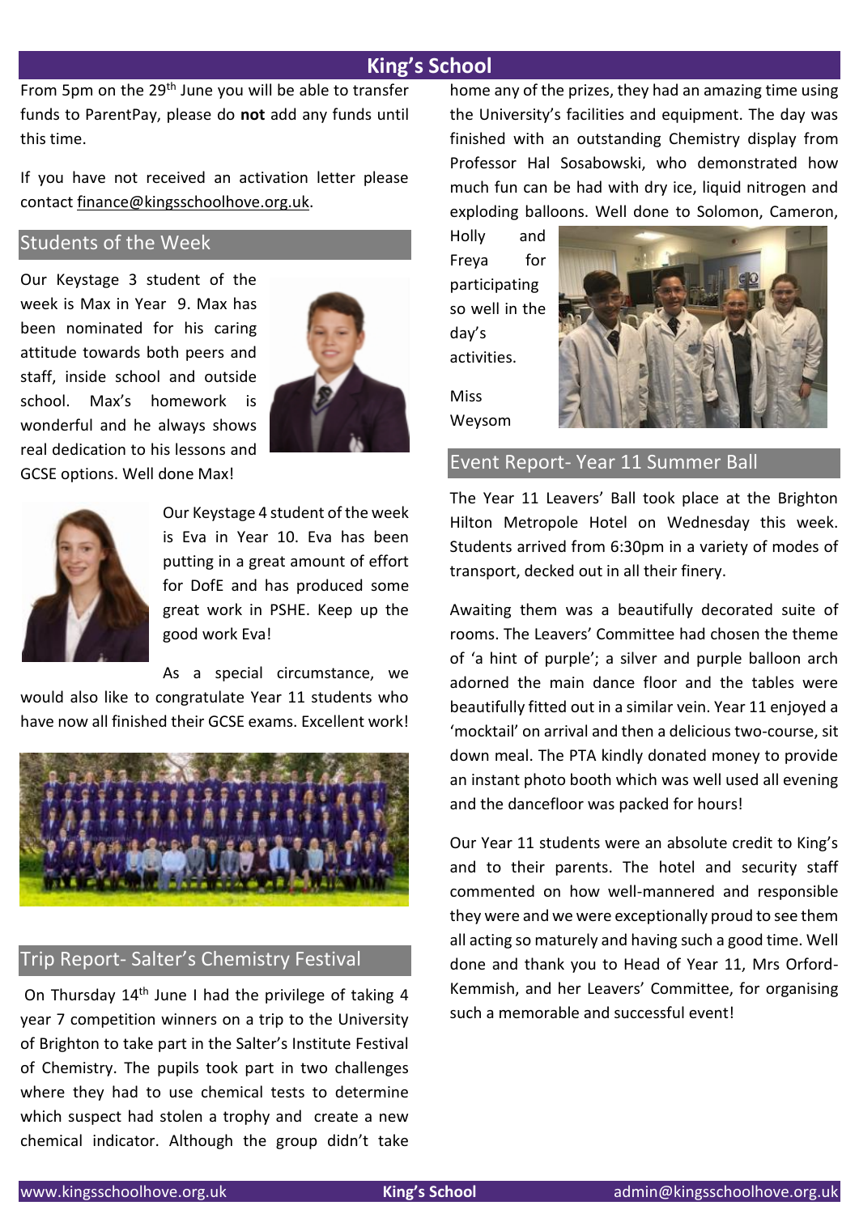# King's School

From 5pm on the 29th June you will be able to transfer funds to ParentPay, please do **not** add any funds until this time.

If you have not received an activation letter please contact finance@kingsschoolhove.org.uk.

## Students of the Week

Our Keystage 3 student of the week is Max in Year 9. Max has been nominated for his caring attitude towards both peers and staff, inside school and outside school. Max's homework is wonderful and he always shows real dedication to his lessons and GCSE options. Well done Max!

Our Keystage 4 student of the week is Eva in Year 10. Eva has been putting in a great amount of effort for DofE and has produced some great work in PSHE. Keep up the good work Eva!

As a special circumstance, we would also like to congratulate Year 11 students who have now all finished their GCSE exams. Excellent work!

## Trip Report- Salter's Chemistry Festival

On Thursday 14th June I had the privilege of taking 4 year 7 competition winners on a trip to the University of Brighton to take part in the Salter's Institute Festival of Chemistry. The pupils took part in two challenges where they had to use chemical tests to determine which suspect had stolen a trophy and create a new chemical indicator. Although the group didn't take home any of the prizes, they had an amazing time using the University's facilities and equipment. The day was finished with an outstanding Chemistry display from Professor Hal Sosabowski, who demonstrated how much fun can be had with dry ice, liquid nitrogen and exploding balloons. Well done to Solomon, Cameron, Holly and Freya for participating so well in the day's activities.

Miss Weysom

## Event Report- Year 11 Summer Ball

The Year 11 Leavers' Ball took place at the Brighton Hilton Metropole Hotel on Wednesday this week. Students arrived from 6:30pm in a variety of modes of transport, decked out in all their finery.

Awaiting them was a beautifully decorated suite of rooms. The Leavers' Committee had chosen the theme of 'a hint of purple'; a silver and purple balloon arch adorned the main dance floor and the tables were beautifully fitted out in a similar vein. Year 11 enjoyed a 'mocktail' on arrival and then a delicious two-course, sit down meal. The PTA kindly donated money to provide an instant photo booth which was well used all evening and the dancefloor was packed for hours!

Our Year 11 students were an absolute credit to King's and to their parents. The hotel and security staff commented on how well-mannered and responsible they were and we were exceptionally proud to see them all acting so maturely and having such a good time. Well done and thank you to Head of Year 11, Mrs Orford-Kemmish, and her Leavers' Committee, for organising such a memorable and successful event!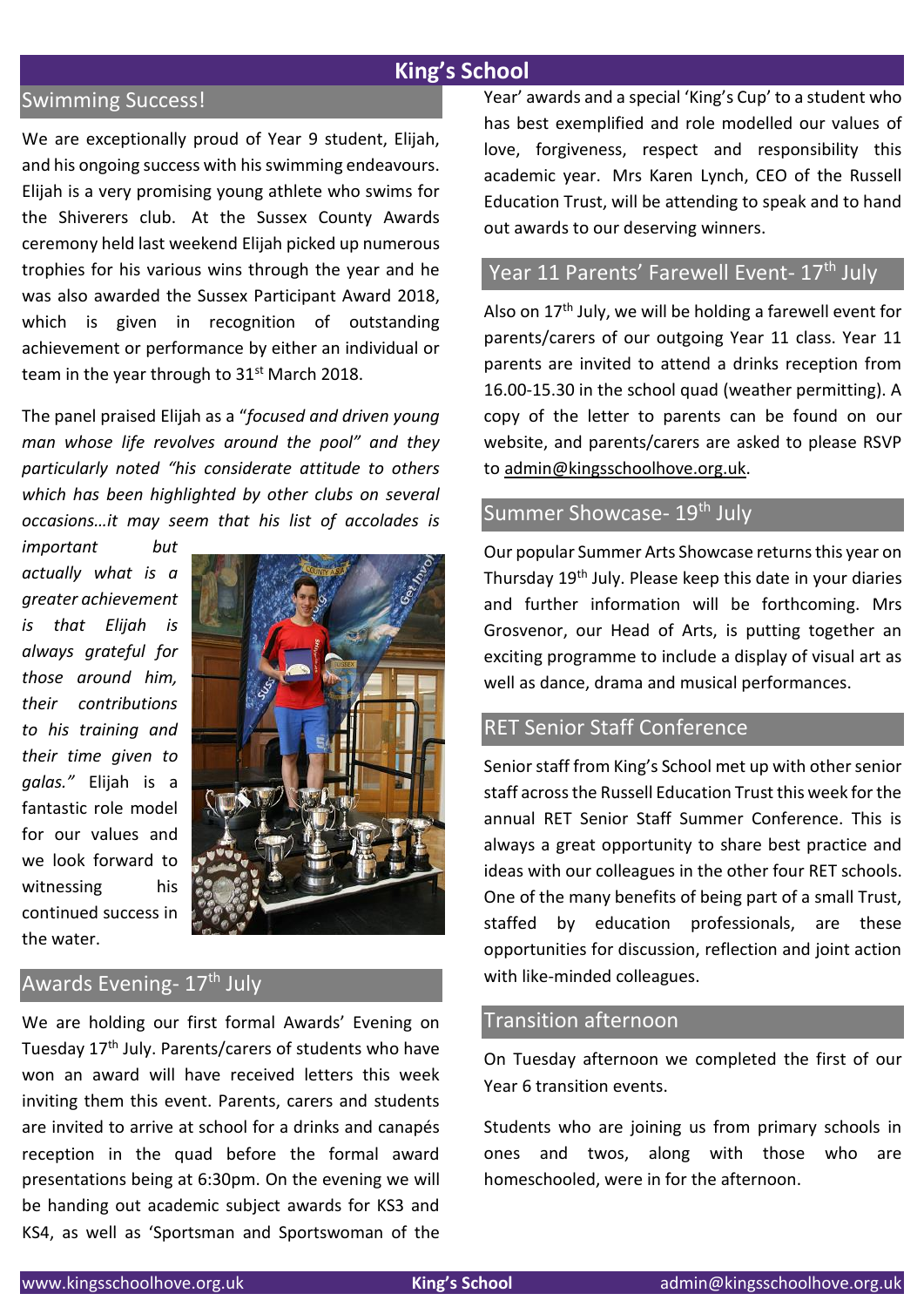# King's School

## Swimming Success!

We are exceptionally proud of Year 9 student, Elijah, and his ongoing success with his swimming endeavours. Elijah is a very promising young athlete who swims for the Shiverers club. At the Sussex County Awards ceremony held last weekend Elijah picked up numerous trophies for his various wins through the year and he was also awarded the Sussex Participant Award 2018, which is given in recognition of outstanding achievement or performance by either an individual or team in the year through to 31st March 2018.

The panel praised Elijah as a "*focused and driven young man whose life revolves around the pool*" and they particularly noted *"his considerate attitude to others which has been highlighted by other clubs on several occasions…it may seem that his list of accolades is important but actually what is a greater achievement is that Elijah is always grateful for those around him, their contributions to his training and their time given to galas."* Elijah is a fantastic role model for our values and we look forward to witnessing his continued success in the water.

## Awards Evening- 17th July

We are holding our first formal Awards' Evening on Tuesday 17th July. Parents/carers of students who have won an award will have received letters this week inviting them this event. Parents, carers and students are invited to arrive at school for a drinks and canapés reception in the quad before the formal award presentations being at 6:30pm. On the evening we will be handing out academic subject awards for KS3 and KS4, as well as 'Sportsman and Sportswoman of the Year' awards and a special 'King's Cup' to a student who has best exemplified and role modelled our values of love, forgiveness, respect and responsibility this academic year. Mrs Karen Lynch, CEO of the Russell Education Trust, will be attending to speak and to hand out awards to our deserving winners.

## Year 11 Parents' Farewell Event- 17th July

Also on 17th July, we will be holding a farewell event for parents/carers of our outgoing Year 11 class. Year 11 parents are invited to attend a drinks reception from 16.00-15.30 in the school quad (weather permitting). A copy of the letter to parents can be found on our website, and parents/carers are asked to please RSVP to admin@kingsschoolhove.org.uk.

## Summer Showcase- 19th July

Our popular Summer Arts Showcase returns this year on Thursday 19th July. Please keep this date in your diaries and further information will be forthcoming. Mrs Grosvenor, our Head of Arts, is putting together an exciting programme to include a display of visual art as well as dance, drama and musical performances.

## RET Senior Staff Conference

Senior staff from King's School met up with other senior staff across the Russell Education Trust this week for the annual RET Senior Staff Summer Conference. This is always a great opportunity to share best practice and ideas with our colleagues in the other four RET schools. One of the many benefits of being part of a small Trust, staffed by education professionals, are these opportunities for discussion, reflection and joint action with like-minded colleagues.

## Transition afternoon

On Tuesday afternoon we completed the first of our Year 6 transition events.

Students who are joining us from primary schools in ones and twos, along with those who are homeschooled, were in for the afternoon.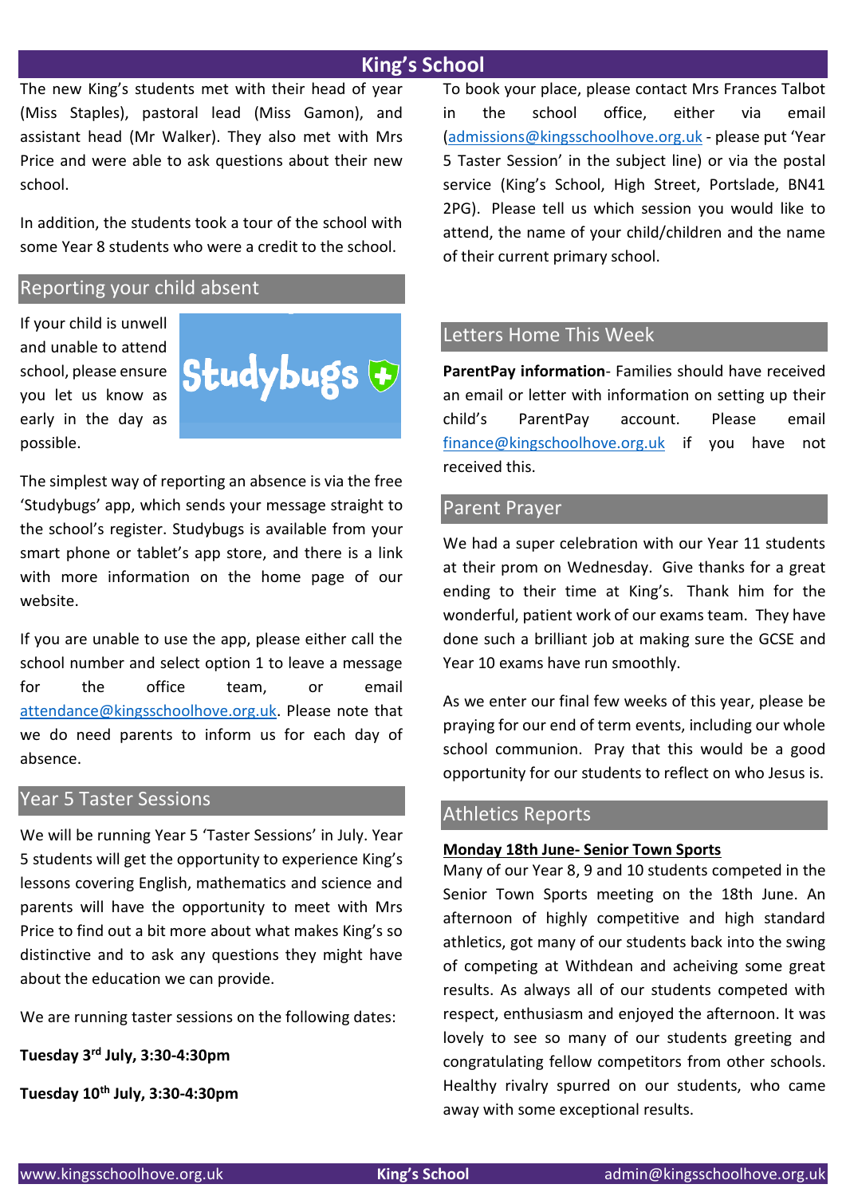# King's School

The new King's students met with their head of year (Miss Staples), pastoral lead (Miss Gamon), and assistant head (Mr Walker). They also met with Mrs Price and were able to ask questions about their new school.

In addition, the students took a tour of the school with some Year 8 students who were a credit to the school.

## Reporting your child absent

If your child is unwell and unable to attend school, please ensure you let us know as early in the day as possible.

Studybugs

The simplest way of reporting an absence is via the free 'Studybugs' app, which sends your message straight to the school's register. Studybugs is available from your smart phone or tablet's app store, and there is a link with more information on the home page of our website.

If you are unable to use the app, please either call the school number and select option 1 to leave a message for the office team, or email attendance@kingsschoolhove.org.uk. Please note that we do need parents to inform us for each day of absence.

## Year 5 Taster Sessions

We will be running Year 5 'Taster Sessions' in July. Year 5 students will get the opportunity to experience King's lessons covering English, mathematics and science and parents will have the opportunity to meet with Mrs Price to find out a bit more about what makes King's so distinctive and to ask any questions they might have about the education we can provide.

We are running taster sessions on the following dates:

**Tuesday 3rd July, 3:30-4:30pm**

**Tuesday 10th July, 3:30-4:30pm**

To book your place, please contact Mrs Frances Talbot in the school office, either via email (admissions@kingsschoolhove.org.uk - please put 'Year 5 Taster Session' in the subject line) or via the postal service (King's School, High Street, Portslade, BN41 2PG). Please tell us which session you would like to attend, the name of your child/children and the name of their current primary school.

## Letters Home This Week

**ParentPay information**- Families should have received an email or letter with information on setting up their child's ParentPay account. Please email finance@kingschoolhove.org.uk if you have not received this.

## Parent Prayer

We had a super celebration with our Year 11 students at their prom on Wednesday. Give thanks for a great ending to their time at King's. Thank him for the wonderful, patient work of our exams team. They have done such a brilliant job at making sure the GCSE and Year 10 exams have run smoothly.

As we enter our final few weeks of this year, please be praying for our end of term events, including our whole school communion. Pray that this would be a good opportunity for our students to reflect on who Jesus is.

## Athletics Reports

**Monday 18th June- Senior Town Sports**

Many of our Year 8, 9 and 10 students competed in the Senior Town Sports meeting on the 18th June. An afternoon of highly competitive and high standard athletics, got many of our students back into the swing of competing at Withdean and acheiving some great results. As always all of our students competed with respect, enthusiasm and enjoyed the afternoon. It was lovely to see so many of our students greeting and congratulating fellow competitors from other schools. Healthy rivalry spurred on our students, who came away with some exceptional results.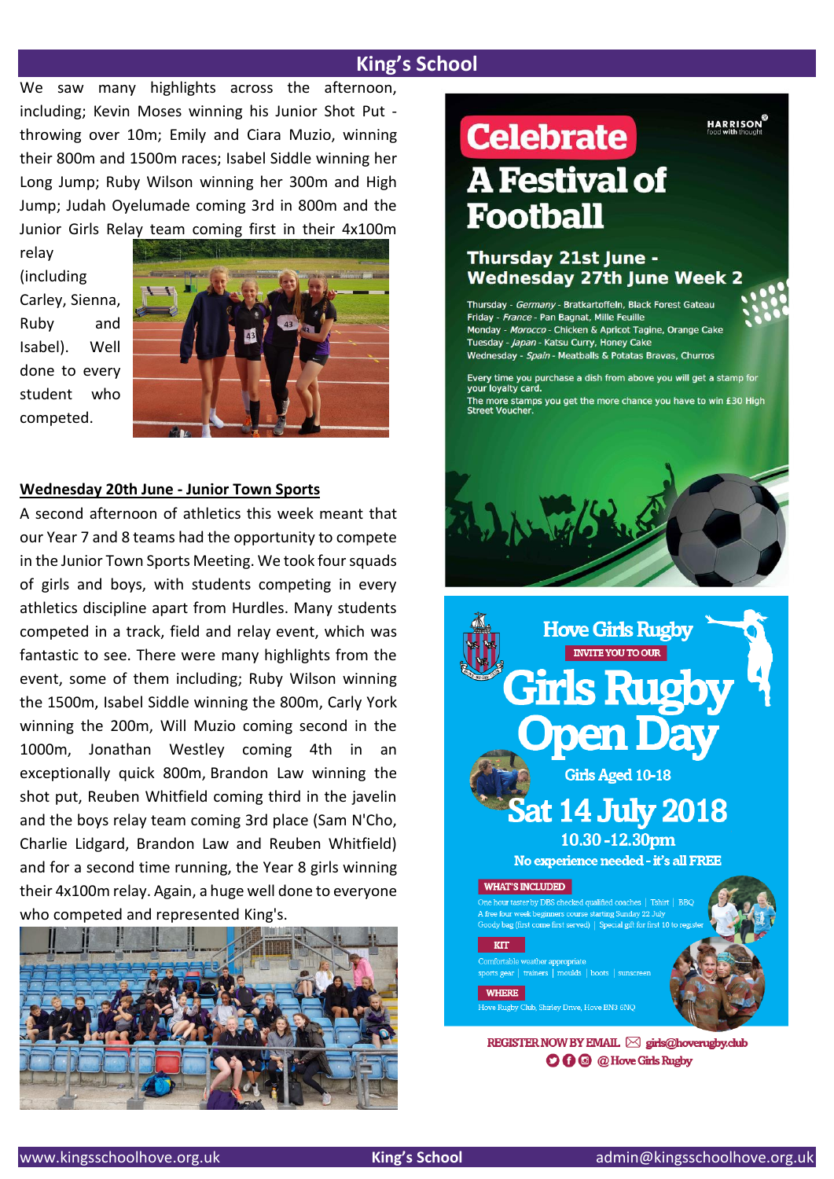We saw many highlights across the afternoon, including; Kevin Moses winning his Junior Shot Put - throwing over 10m; Emily and Ciara Muzio, winning their 800m and 1500m races; Isabel Siddle winning her Long Jump; Ruby Wilson winning her 300m and High Jump; Judah Oyelumade coming 3rd in 800m and the Junior Girls Relay team coming first in their 4x100m relay (including Carley, Sienna, Ruby and Isabel). Well done to every student who competed.

**Wednesday 20th June - Junior Town Sports**

A second afternoon of athletics this week meant that our Year 7 and 8 teams had the opportunity to compete in the Junior Town Sports Meeting. We took four squads of girls and boys, with students competing in every athletics discipline apart from Hurdles. Many students competed in a track, field and relay event, which was fantastic to see. There were many highlights from the event, some of them including; Ruby Wilson winning the 1500m, Isabel Siddle winning the 800m, Carly York winning the 200m, Will Muzio coming second in the 1000m, Jonathan Westley coming 4th in an exceptionally quick 800m, Brandon Law winning the shot put, Reuben Whitfield coming third in the javelin and the boys relay team coming 3rd place (Sam N'Cho, Charlie Lidgard, Brandon Law and Reuben Whitfield) and for a second time running, the Year 8 girls winning their 4x100m relay. Again, a huge well done to everyone who competed and represented King's.

# Celebrate A Festival of Football

HARRISON food with thought

**Thursday 21st June - Wednesday 27th June Week 2**

- Thursday - *Germany* - Bratkartoffeln, Black Forest Gateau
- Friday - *France* - Pan Bagnat, Mille Feuille
- Monday - *Morocco* - Chicken & Apricot Tagine, Orange Cake
- Tuesday - *Japan* - Katsu Curry, Honey Cake
- Wednesday - *Spain* - Meatballs & Potatas Bravas, Churros

Every time you purchase a dish from above you will get a stamp for your loyalty card.
The more stamps you get the more chance you have to win £30 High Street Voucher.

# Hove Girls Rugby

INVITE YOU TO OUR

# Girls Rugby Open Day

Girls Aged 10-18

**Sat 14 July 2018**

**10.30 -12.30pm**

**No experience needed - it's all FREE**

**WHAT'S INCLUDED**

One hour taster by DBS checked qualified coaches | Tshirt | BBQ
A free four week beginners course starting Sunday 22 July
Goody bag (first come first served) | Special gift for first 10 to register

**KIT**

Comfortable weather appropriate sports gear | trainers | moulds | boots | sunscreen

**WHERE**

Hove Rugby Club, Shirley Drive, Hove BN3 6NQ

REGISTER NOW BY EMAIL girls@hoverugby.club

@Hove Girls Rugby